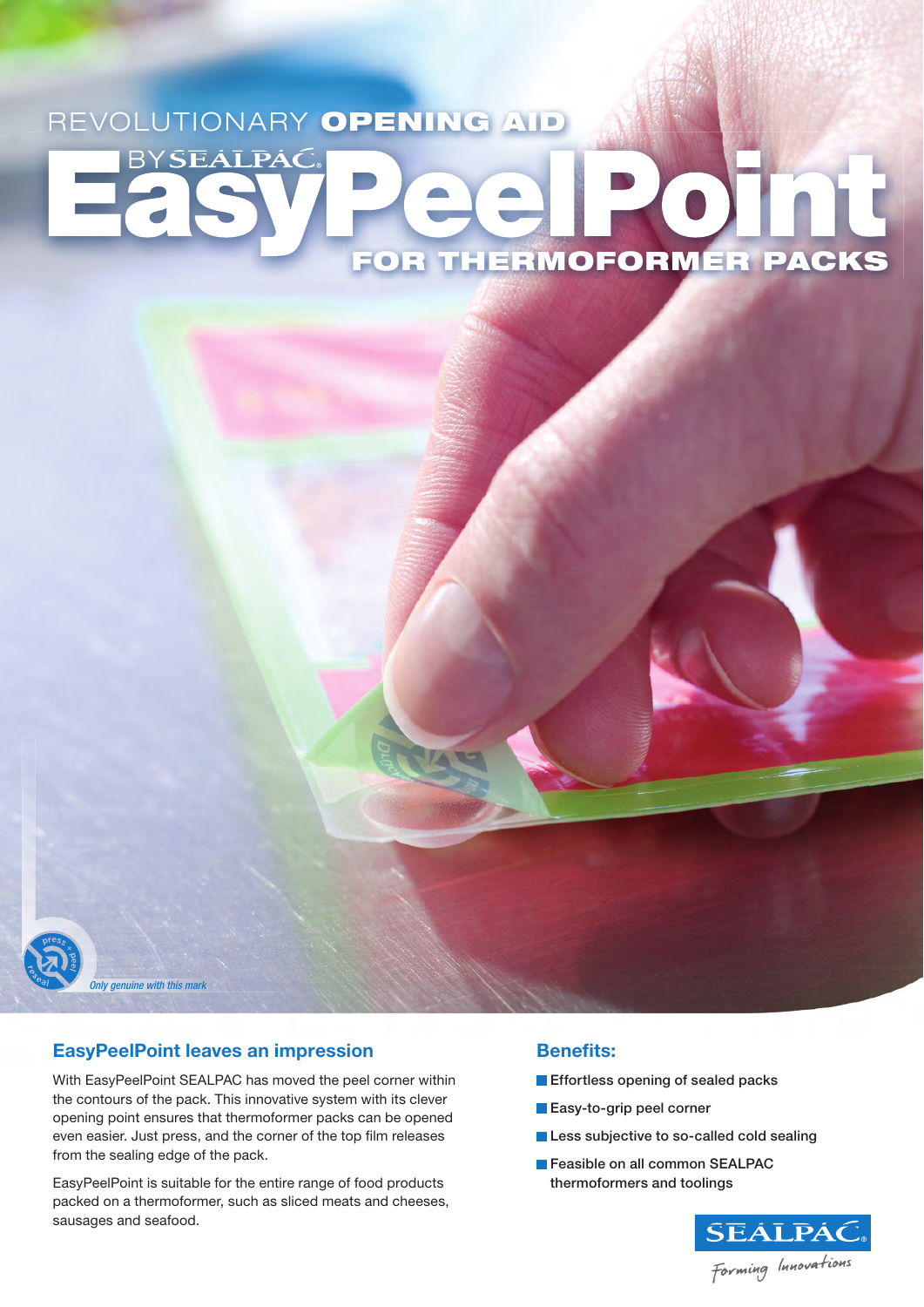REVOLUTIONARY **OPENING AID**

# EasyPeelPoint

BY SEALPAC

**FOR THERMOFORMER PACKS**

press + peel reseal

*Only genuine with this mark*

## EasyPeelPoint leaves an impression

With EasyPeelPoint SEALPAC has moved the peel corner within the contours of the pack. This innovative system with its clever opening point ensures that thermoformer packs can be opened even easier. Just press, and the corner of the top film releases from the sealing edge of the pack.

EasyPeelPoint is suitable for the entire range of food products packed on a thermoformer, such as sliced meats and cheeses, sausages and seafood.

## Benefits:

- Effortless opening of sealed packs
- Easy-to-grip peel corner
- Less subjective to so-called cold sealing
- Feasible on all common SEALPAC thermoformers and toolings

SEALPAC

Forming Innovations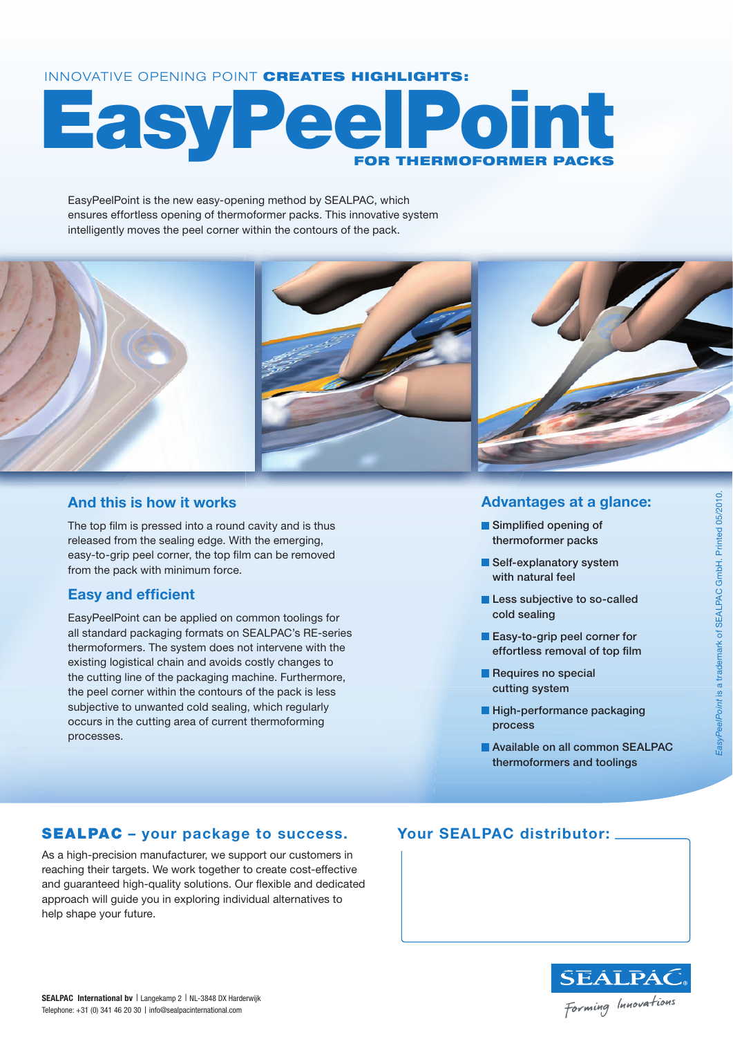INNOVATIVE OPENING POINT **CREATES HIGHLIGHTS:**

# EasyPeelPoint

**FOR THERMOFORMER PACKS**

EasyPeelPoint is the new easy-opening method by SEALPAC, which ensures effortless opening of thermoformer packs. This innovative system intelligently moves the peel corner within the contours of the pack.

## And this is how it works

The top film is pressed into a round cavity and is thus released from the sealing edge. With the emerging, easy-to-grip peel corner, the top film can be removed from the pack with minimum force.

## Easy and efficient

EasyPeelPoint can be applied on common toolings for all standard packaging formats on SEALPAC's RE-series thermoformers. The system does not intervene with the existing logistical chain and avoids costly changes to the cutting line of the packaging machine. Furthermore, the peel corner within the contours of the pack is less subjective to unwanted cold sealing, which regularly occurs in the cutting area of current thermoforming processes.

## Advantages at a glance:

- Simplified opening of thermoformer packs
- Self-explanatory system with natural feel
- Less subjective to so-called cold sealing
- Easy-to-grip peel corner for effortless removal of top film
- Requires no special cutting system
- High-performance packaging process
- Available on all common SEALPAC thermoformers and toolings

*EasyPeelPoint* is a trademark of SEALPAC GmbH. Printed 05/2010.

## SEALPAC – your package to success.

As a high-precision manufacturer, we support our customers in reaching their targets. We work together to create cost-effective and guaranteed high-quality solutions. Our flexible and dedicated approach will guide you in exploring individual alternatives to help shape your future.

## Your SEALPAC distributor:

SEALPAC
Forming Innovations

**SEALPAC International bv** | Langekamp 2 | NL-3848 DX Harderwijk
Telephone: +31 (0) 341 46 20 30 | info@sealpacinternational.com